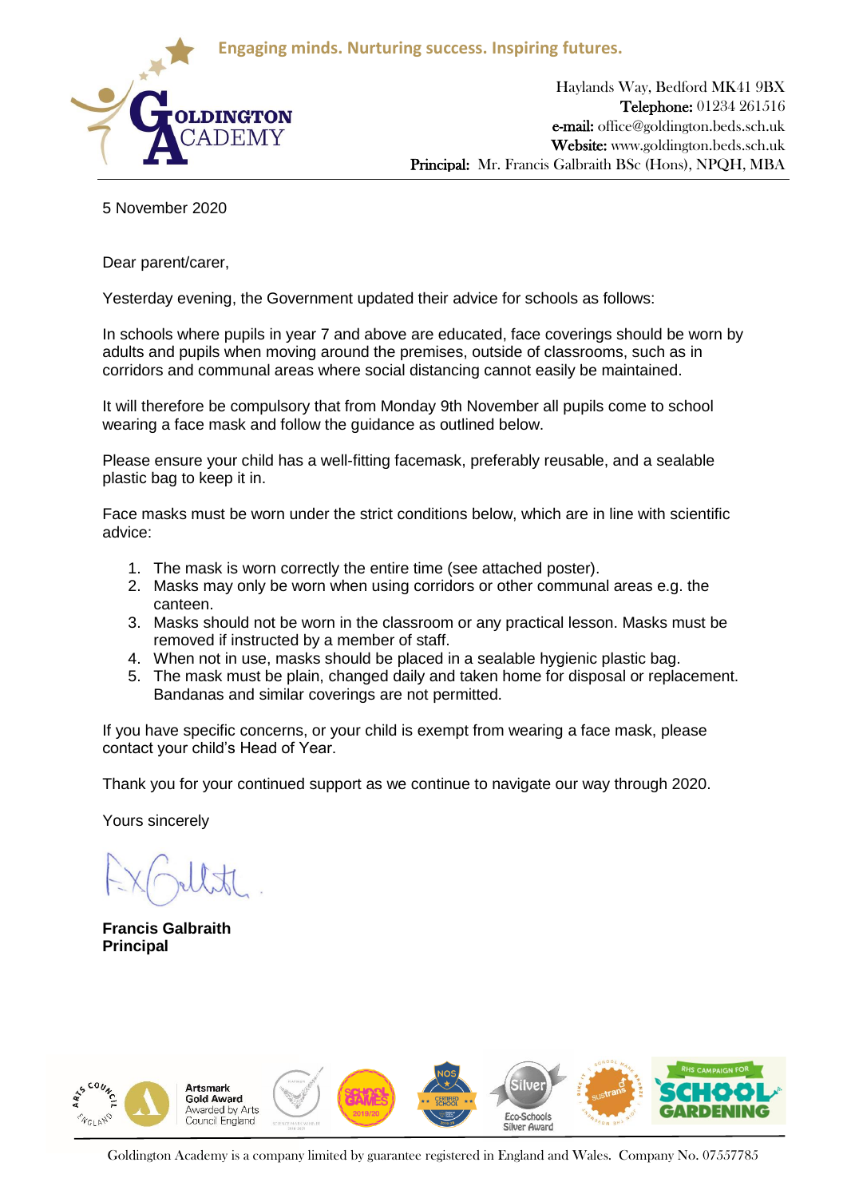Engaging minds. Nurturing success. Inspiring futures.

**GOLDINGTON ACADEMY**

Haylands Way, Bedford MK41 9BX
**Telephone:** 01234 261516
**e-mail:** office@goldington.beds.sch.uk
**Website:** www.goldington.beds.sch.uk
**Principal:** Mr. Francis Galbraith BSc (Hons), NPQH, MBA

5 November 2020

Dear parent/carer,

Yesterday evening, the Government updated their advice for schools as follows:

In schools where pupils in year 7 and above are educated, face coverings should be worn by adults and pupils when moving around the premises, outside of classrooms, such as in corridors and communal areas where social distancing cannot easily be maintained.

It will therefore be compulsory that from Monday 9th November all pupils come to school wearing a face mask and follow the guidance as outlined below.

Please ensure your child has a well-fitting facemask, preferably reusable, and a sealable plastic bag to keep it in.

Face masks must be worn under the strict conditions below, which are in line with scientific advice:

1. The mask is worn correctly the entire time (see attached poster).
2. Masks may only be worn when using corridors or other communal areas e.g. the canteen.
3. Masks should not be worn in the classroom or any practical lesson. Masks must be removed if instructed by a member of staff.
4. When not in use, masks should be placed in a sealable hygienic plastic bag.
5. The mask must be plain, changed daily and taken home for disposal or replacement. Bandanas and similar coverings are not permitted.

If you have specific concerns, or your child is exempt from wearing a face mask, please contact your child's Head of Year.

Thank you for your continued support as we continue to navigate our way through 2020.

Yours sincerely

**Francis Galbraith**
**Principal**

Artsmark Gold Award Awarded by Arts Council England

Goldington Academy is a company limited by guarantee registered in England and Wales. Company No. 07557785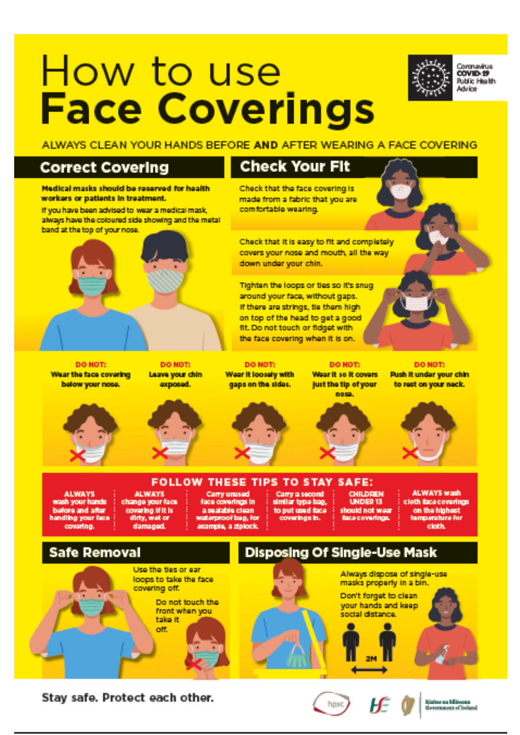# How to use Face Coverings

Coronavirus COVID-19 Public Health Advice

ALWAYS CLEAN YOUR HANDS BEFORE **AND** AFTER WEARING A FACE COVERING

## Correct Covering

**Medical masks should be reserved for health workers or patients in treatment.**

If you have been advised to wear a medical mask, always have the coloured side showing and the metal band at the top of your nose.

## Check Your Fit

Check that the face covering is made from a fabric that you are comfortable wearing.

Check that it is easy to fit and completely covers your nose and mouth, all the way down under your chin.

Tighten the loops or ties so it's snug around your face, without gaps. If there are strings, tie them high on top of the head to get a good fit. Do not touch or fidget with the face covering when it is on.

**DO NOT:** Wear the face covering below your nose.

**DO NOT:** Leave your chin exposed.

**DO NOT:** Wear it loosely with gaps on the sides.

**DO NOT:** Wear it so it covers just the tip of your nose.

**DO NOT:** Push it under your chin to rest on your neck.

## FOLLOW THESE TIPS TO STAY SAFE:

- **ALWAYS** wash your hands before and after handling your face covering.
- **ALWAYS** change your face covering if it is dirty, wet or damaged.
- Carry unused face coverings in a sealable clean waterproof bag, for example, a ziplock.
- Carry a second similar type bag, to put used face coverings in.
- **CHILDREN UNDER 13** should not wear face coverings.
- **ALWAYS** wash cloth face coverings on the highest temperature for cloth.

## Safe Removal

Use the ties or ear loops to take the face covering off.

Do not touch the front when you take it off.

## Disposing Of Single-Use Mask

Always dispose of single-use masks properly in a bin.

Don't forget to clean your hands and keep social distance.

2M

**Stay safe. Protect each other.**

hpsc | HSE | Rialtas na hÉireann Government of Ireland